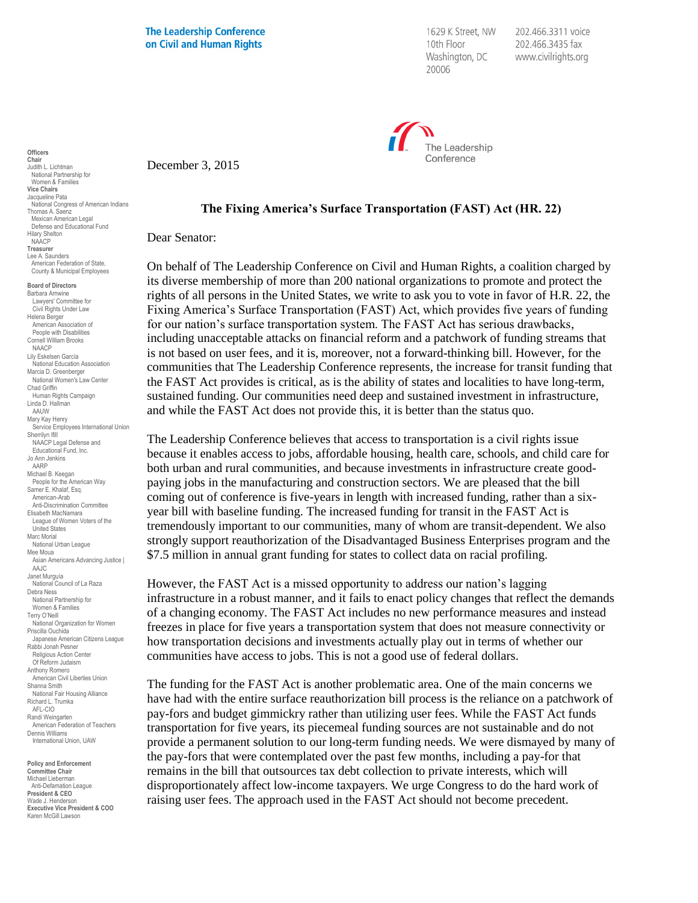The Leadership Conference on Civil and Human Rights

1629 K Street, NW
10th Floor
Washington, DC
20006

202.466.3311 voice
202.466.3435 fax
www.civilrights.org

**Officers**
**Chair**
Judith L. Lichtman
National Partnership for Women & Families
**Vice Chairs**
Jacqueline Pata
National Congress of American Indians
Thomas A. Saenz
Mexican American Legal Defense and Educational Fund
Hilary Shelton
NAACP
**Treasurer**
Lee A. Saunders
American Federation of State, County & Municipal Employees

**Board of Directors**
Barbara Arnwine
Lawyers' Committee for Civil Rights Under Law
Helena Berger
American Association of People with Disabilities
Cornell William Brooks
NAACP
Lily Eskelsen García
National Education Association
Marcia D. Greenberger
National Women's Law Center
Chad Griffin
Human Rights Campaign
Linda D. Hallman
AAUW
Mary Kay Henry
Service Employees International Union
Sherrilyn Ifill
NAACP Legal Defense and Educational Fund, Inc.
Jo Ann Jenkins
AARP
Michael B. Keegan
People for the American Way
Samer E. Khalaf, Esq.
American-Arab Anti-Discrimination Committee
Elisabeth MacNamara
League of Women Voters of the United States
Marc Morial
National Urban League
Mee Moua
Asian Americans Advancing Justice | AAJC
Janet Murguía
National Council of La Raza
Debra Ness
National Partnership for Women & Families
Terry O'Neill
National Organization for Women
Priscilla Ouchida
Japanese American Citizens League
Rabbi Jonah Pesner
Religious Action Center Of Reform Judaism
Anthony Romero
American Civil Liberties Union
Shanna Smith
National Fair Housing Alliance
Richard L. Trumka
AFL-CIO
Randi Weingarten
American Federation of Teachers
Dennis Williams
International Union, UAW

**Policy and Enforcement Committee Chair**
Michael Lieberman
Anti-Defamation League
**President & CEO**
Wade J. Henderson
**Executive Vice President & COO**
Karen McGill Lawson

December 3, 2015

**The Fixing America's Surface Transportation (FAST) Act (HR. 22)**

Dear Senator:

On behalf of The Leadership Conference on Civil and Human Rights, a coalition charged by its diverse membership of more than 200 national organizations to promote and protect the rights of all persons in the United States, we write to ask you to vote in favor of H.R. 22, the Fixing America's Surface Transportation (FAST) Act, which provides five years of funding for our nation's surface transportation system. The FAST Act has serious drawbacks, including unacceptable attacks on financial reform and a patchwork of funding streams that is not based on user fees, and it is, moreover, not a forward-thinking bill. However, for the communities that The Leadership Conference represents, the increase for transit funding that the FAST Act provides is critical, as is the ability of states and localities to have long-term, sustained funding. Our communities need deep and sustained investment in infrastructure, and while the FAST Act does not provide this, it is better than the status quo.

The Leadership Conference believes that access to transportation is a civil rights issue because it enables access to jobs, affordable housing, health care, schools, and child care for both urban and rural communities, and because investments in infrastructure create good-paying jobs in the manufacturing and construction sectors. We are pleased that the bill coming out of conference is five-years in length with increased funding, rather than a six-year bill with baseline funding. The increased funding for transit in the FAST Act is tremendously important to our communities, many of whom are transit-dependent. We also strongly support reauthorization of the Disadvantaged Business Enterprises program and the $7.5 million in annual grant funding for states to collect data on racial profiling.

However, the FAST Act is a missed opportunity to address our nation's lagging infrastructure in a robust manner, and it fails to enact policy changes that reflect the demands of a changing economy. The FAST Act includes no new performance measures and instead freezes in place for five years a transportation system that does not measure connectivity or how transportation decisions and investments actually play out in terms of whether our communities have access to jobs. This is not a good use of federal dollars.

The funding for the FAST Act is another problematic area. One of the main concerns we have had with the entire surface reauthorization bill process is the reliance on a patchwork of pay-fors and budget gimmickry rather than utilizing user fees. While the FAST Act funds transportation for five years, its piecemeal funding sources are not sustainable and do not provide a permanent solution to our long-term funding needs. We were dismayed by many of the pay-fors that were contemplated over the past few months, including a pay-for that remains in the bill that outsources tax debt collection to private interests, which will disproportionately affect low-income taxpayers. We urge Congress to do the hard work of raising user fees. The approach used in the FAST Act should not become precedent.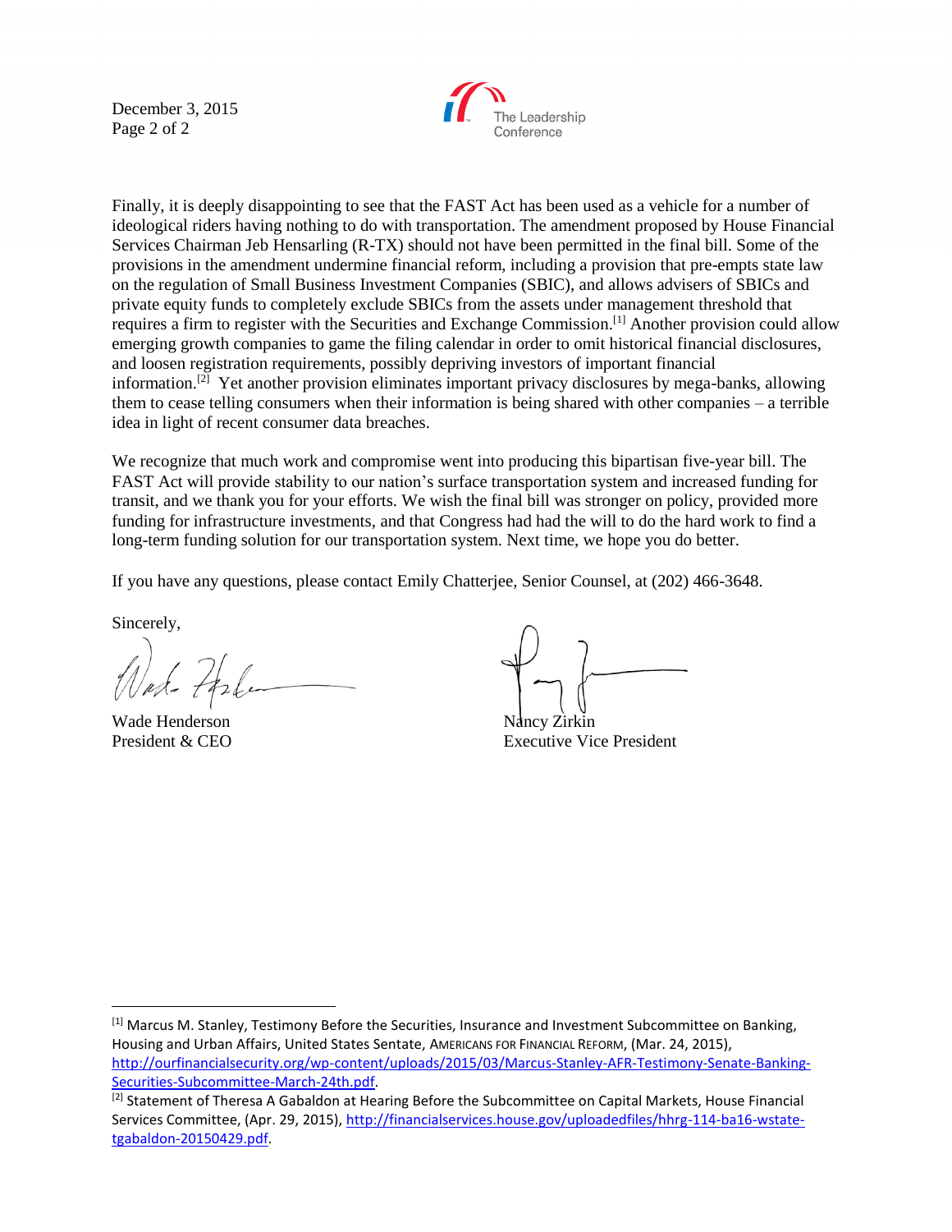Finally, it is deeply disappointing to see that the FAST Act has been used as a vehicle for a number of ideological riders having nothing to do with transportation. The amendment proposed by House Financial Services Chairman Jeb Hensarling (R-TX) should not have been permitted in the final bill. Some of the provisions in the amendment undermine financial reform, including a provision that pre-empts state law on the regulation of Small Business Investment Companies (SBIC), and allows advisers of SBICs and private equity funds to completely exclude SBICs from the assets under management threshold that requires a firm to register with the Securities and Exchange Commission.[1] Another provision could allow emerging growth companies to game the filing calendar in order to omit historical financial disclosures, and loosen registration requirements, possibly depriving investors of important financial information.[2] Yet another provision eliminates important privacy disclosures by mega-banks, allowing them to cease telling consumers when their information is being shared with other companies – a terrible idea in light of recent consumer data breaches.

We recognize that much work and compromise went into producing this bipartisan five-year bill. The FAST Act will provide stability to our nation's surface transportation system and increased funding for transit, and we thank you for your efforts. We wish the final bill was stronger on policy, provided more funding for infrastructure investments, and that Congress had had the will to do the hard work to find a long-term funding solution for our transportation system. Next time, we hope you do better.

If you have any questions, please contact Emily Chatterjee, Senior Counsel, at (202) 466-3648.

Sincerely,

Wade Henderson
President & CEO

Nancy Zirkin
Executive Vice President

---

[1] Marcus M. Stanley, Testimony Before the Securities, Insurance and Investment Subcommittee on Banking, Housing and Urban Affairs, United States Sentate, AMERICANS FOR FINANCIAL REFORM, (Mar. 24, 2015), http://ourfinancialsecurity.org/wp-content/uploads/2015/03/Marcus-Stanley-AFR-Testimony-Senate-Banking-Securities-Subcommittee-March-24th.pdf.

[2] Statement of Theresa A Gabaldon at Hearing Before the Subcommittee on Capital Markets, House Financial Services Committee, (Apr. 29, 2015), http://financialservices.house.gov/uploadedfiles/hhrg-114-ba16-wstate-tgabaldon-20150429.pdf.